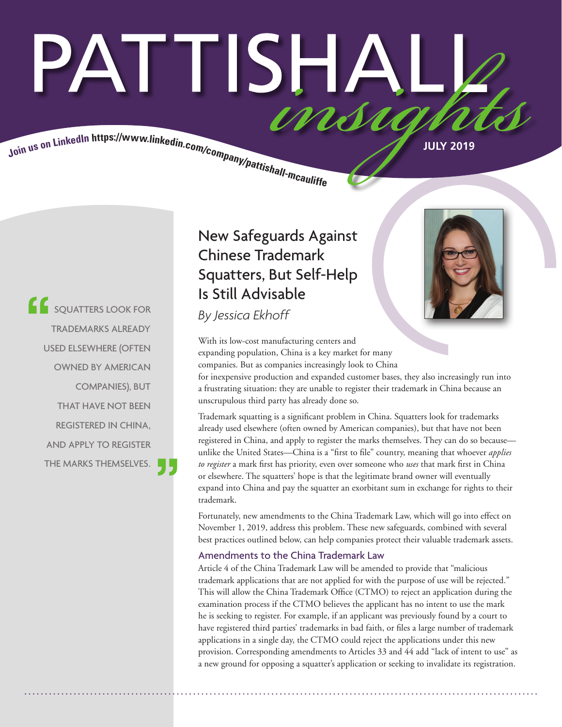# PATTISHALL *insights*

Join us on LinkedIn https://www.linkedin.com/company/pattishall-mcauliffe

JULY 2019

> "SQUATTERS LOOK FOR TRADEMARKS ALREADY USED ELSEWHERE (OFTEN OWNED BY AMERICAN COMPANIES), BUT THAT HAVE NOT BEEN REGISTERED IN CHINA, AND APPLY TO REGISTER THE MARKS THEMSELVES."

## New Safeguards Against Chinese Trademark Squatters, But Self-Help Is Still Advisable

*By Jessica Ekhoff*

With its low-cost manufacturing centers and expanding population, China is a key market for many companies. But as companies increasingly look to China for inexpensive production and expanded customer bases, they also increasingly run into a frustrating situation: they are unable to register their trademark in China because an unscrupulous third party has already done so.

Trademark squatting is a significant problem in China. Squatters look for trademarks already used elsewhere (often owned by American companies), but that have not been registered in China, and apply to register the marks themselves. They can do so because—unlike the United States—China is a "first to file" country, meaning that whoever *applies to register* a mark first has priority, even over someone who *uses* that mark first in China or elsewhere. The squatters' hope is that the legitimate brand owner will eventually expand into China and pay the squatter an exorbitant sum in exchange for rights to their trademark.

Fortunately, new amendments to the China Trademark Law, which will go into effect on November 1, 2019, address this problem. These new safeguards, combined with several best practices outlined below, can help companies protect their valuable trademark assets.

### Amendments to the China Trademark Law

Article 4 of the China Trademark Law will be amended to provide that "malicious trademark applications that are not applied for with the purpose of use will be rejected." This will allow the China Trademark Office (CTMO) to reject an application during the examination process if the CTMO believes the applicant has no intent to use the mark he is seeking to register. For example, if an applicant was previously found by a court to have registered third parties' trademarks in bad faith, or files a large number of trademark applications in a single day, the CTMO could reject the applications under this new provision. Corresponding amendments to Articles 33 and 44 add "lack of intent to use" as a new ground for opposing a squatter's application or seeking to invalidate its registration.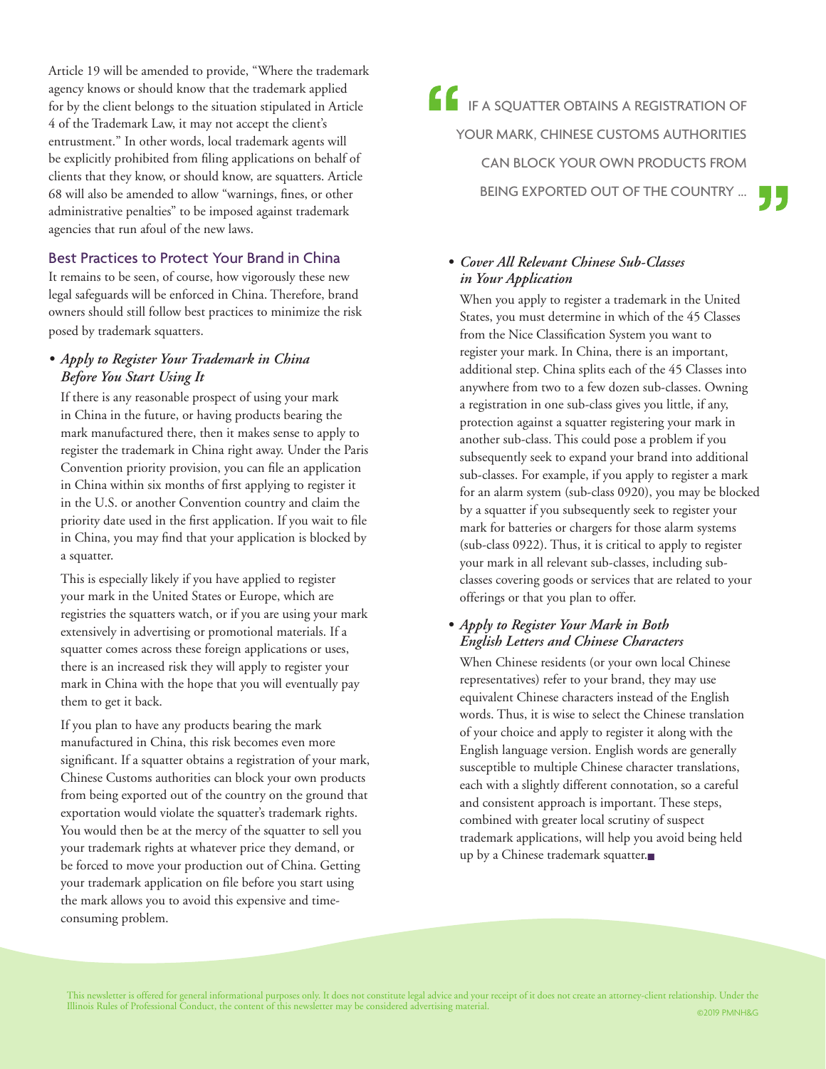Article 19 will be amended to provide, "Where the trademark agency knows or should know that the trademark applied for by the client belongs to the situation stipulated in Article 4 of the Trademark Law, it may not accept the client's entrustment." In other words, local trademark agents will be explicitly prohibited from filing applications on behalf of clients that they know, or should know, are squatters. Article 68 will also be amended to allow "warnings, fines, or other administrative penalties" to be imposed against trademark agencies that run afoul of the new laws.

## Best Practices to Protect Your Brand in China

It remains to be seen, of course, how vigorously these new legal safeguards will be enforced in China. Therefore, brand owners should still follow best practices to minimize the risk posed by trademark squatters.

- ***Apply to Register Your Trademark in China Before You Start Using It***

  If there is any reasonable prospect of using your mark in China in the future, or having products bearing the mark manufactured there, then it makes sense to apply to register the trademark in China right away. Under the Paris Convention priority provision, you can file an application in China within six months of first applying to register it in the U.S. or another Convention country and claim the priority date used in the first application. If you wait to file in China, you may find that your application is blocked by a squatter.

  This is especially likely if you have applied to register your mark in the United States or Europe, which are registries the squatters watch, or if you are using your mark extensively in advertising or promotional materials. If a squatter comes across these foreign applications or uses, there is an increased risk they will apply to register your mark in China with the hope that you will eventually pay them to get it back.

  If you plan to have any products bearing the mark manufactured in China, this risk becomes even more significant. If a squatter obtains a registration of your mark, Chinese Customs authorities can block your own products from being exported out of the country on the ground that exportation would violate the squatter's trademark rights. You would then be at the mercy of the squatter to sell you your trademark rights at whatever price they demand, or be forced to move your production out of China. Getting your trademark application on file before you start using the mark allows you to avoid this expensive and time-consuming problem.

> "IF A SQUATTER OBTAINS A REGISTRATION OF YOUR MARK, CHINESE CUSTOMS AUTHORITIES CAN BLOCK YOUR OWN PRODUCTS FROM BEING EXPORTED OUT OF THE COUNTRY ..."

- ***Cover All Relevant Chinese Sub-Classes in Your Application***

  When you apply to register a trademark in the United States, you must determine in which of the 45 Classes from the Nice Classification System you want to register your mark. In China, there is an important, additional step. China splits each of the 45 Classes into anywhere from two to a few dozen sub-classes. Owning a registration in one sub-class gives you little, if any, protection against a squatter registering your mark in another sub-class. This could pose a problem if you subsequently seek to expand your brand into additional sub-classes. For example, if you apply to register a mark for an alarm system (sub-class 0920), you may be blocked by a squatter if you subsequently seek to register your mark for batteries or chargers for those alarm systems (sub-class 0922). Thus, it is critical to apply to register your mark in all relevant sub-classes, including sub-classes covering goods or services that are related to your offerings or that you plan to offer.

- ***Apply to Register Your Mark in Both English Letters and Chinese Characters***

  When Chinese residents (or your own local Chinese representatives) refer to your brand, they may use equivalent Chinese characters instead of the English words. Thus, it is wise to select the Chinese translation of your choice and apply to register it along with the English language version. English words are generally susceptible to multiple Chinese character translations, each with a slightly different connotation, so a careful and consistent approach is important. These steps, combined with greater local scrutiny of suspect trademark applications, will help you avoid being held up by a Chinese trademark squatter.■

This newsletter is offered for general informational purposes only. It does not constitute legal advice and your receipt of it does not create an attorney-client relationship. Under the Illinois Rules of Professional Conduct, the content of this newsletter may be considered advertising material.

©2019 PMNH&G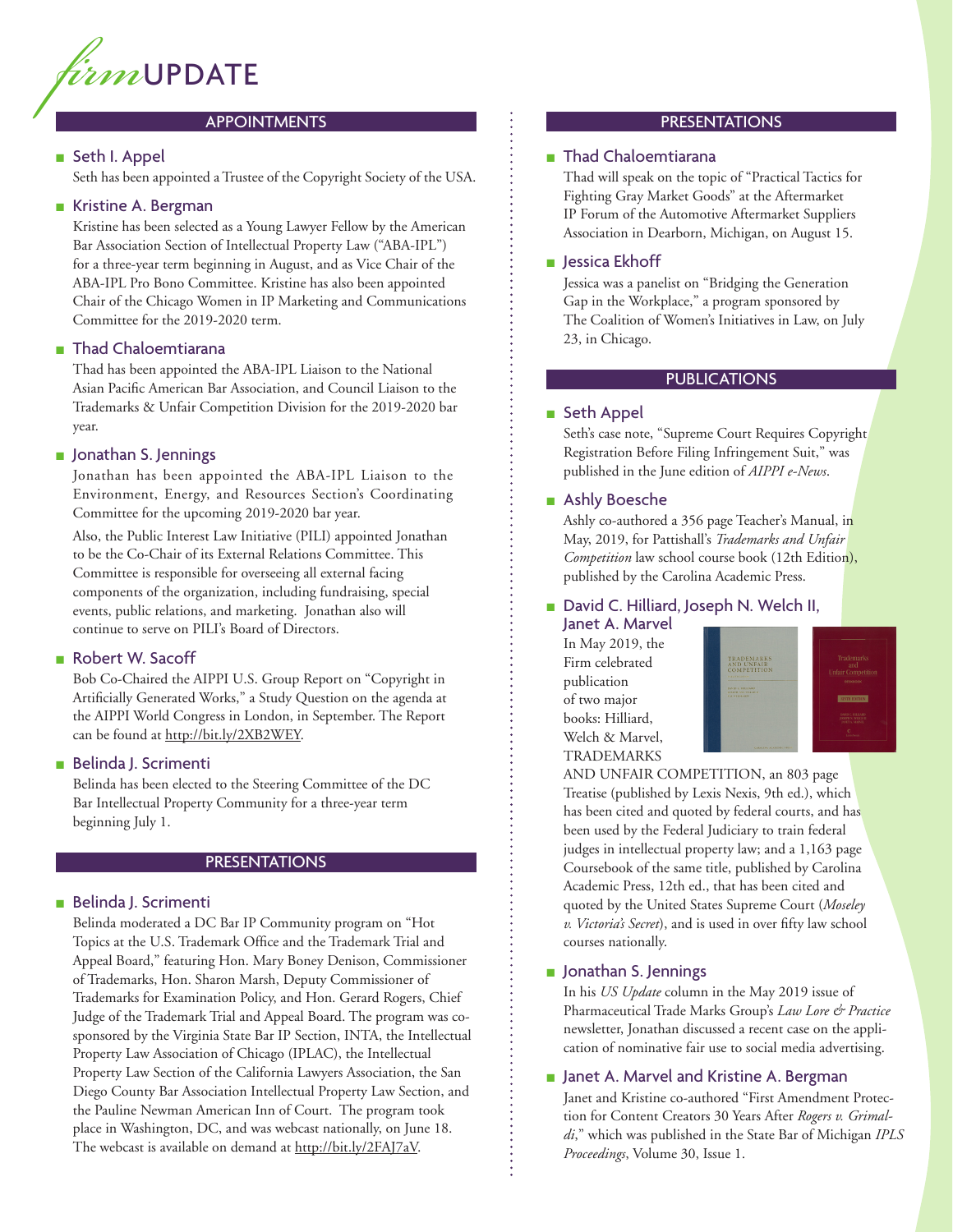# *firm*UPDATE

## APPOINTMENTS

- **Seth I. Appel**

  Seth has been appointed a Trustee of the Copyright Society of the USA.

- **Kristine A. Bergman**

  Kristine has been selected as a Young Lawyer Fellow by the American Bar Association Section of Intellectual Property Law ("ABA-IPL") for a three-year term beginning in August, and as Vice Chair of the ABA-IPL Pro Bono Committee. Kristine has also been appointed Chair of the Chicago Women in IP Marketing and Communications Committee for the 2019-2020 term.

- **Thad Chaloemtiarana**

  Thad has been appointed the ABA-IPL Liaison to the National Asian Pacific American Bar Association, and Council Liaison to the Trademarks & Unfair Competition Division for the 2019-2020 bar year.

- **Jonathan S. Jennings**

  Jonathan has been appointed the ABA-IPL Liaison to the Environment, Energy, and Resources Section's Coordinating Committee for the upcoming 2019-2020 bar year.

  Also, the Public Interest Law Initiative (PILI) appointed Jonathan to be the Co-Chair of its External Relations Committee. This Committee is responsible for overseeing all external facing components of the organization, including fundraising, special events, public relations, and marketing. Jonathan also will continue to serve on PILI's Board of Directors.

- **Robert W. Sacoff**

  Bob Co-Chaired the AIPPI U.S. Group Report on "Copyright in Artificially Generated Works," a Study Question on the agenda at the AIPPI World Congress in London, in September. The Report can be found at http://bit.ly/2XB2WEY.

- **Belinda J. Scrimenti**

  Belinda has been elected to the Steering Committee of the DC Bar Intellectual Property Community for a three-year term beginning July 1.

## PRESENTATIONS

- **Belinda J. Scrimenti**

  Belinda moderated a DC Bar IP Community program on "Hot Topics at the U.S. Trademark Office and the Trademark Trial and Appeal Board," featuring Hon. Mary Boney Denison, Commissioner of Trademarks, Hon. Sharon Marsh, Deputy Commissioner of Trademarks for Examination Policy, and Hon. Gerard Rogers, Chief Judge of the Trademark Trial and Appeal Board. The program was co-sponsored by the Virginia State Bar IP Section, INTA, the Intellectual Property Law Association of Chicago (IPLAC), the Intellectual Property Law Section of the California Lawyers Association, the San Diego County Bar Association Intellectual Property Law Section, and the Pauline Newman American Inn of Court. The program took place in Washington, DC, and was webcast nationally, on June 18. The webcast is available on demand at http://bit.ly/2FAJ7aV.

- **Thad Chaloemtiarana**

  Thad will speak on the topic of "Practical Tactics for Fighting Gray Market Goods" at the Aftermarket IP Forum of the Automotive Aftermarket Suppliers Association in Dearborn, Michigan, on August 15.

- **Jessica Ekhoff**

  Jessica was a panelist on "Bridging the Generation Gap in the Workplace," a program sponsored by The Coalition of Women's Initiatives in Law, on July 23, in Chicago.

## PUBLICATIONS

- **Seth Appel**

  Seth's case note, "Supreme Court Requires Copyright Registration Before Filing Infringement Suit," was published in the June edition of *AIPPI e-News*.

- **Ashly Boesche**

  Ashly co-authored a 356 page Teacher's Manual, in May, 2019, for Pattishall's *Trademarks and Unfair Competition* law school course book (12th Edition), published by the Carolina Academic Press.

- **David C. Hilliard, Joseph N. Welch II, Janet A. Marvel**

  In May 2019, the Firm celebrated publication of two major books: Hilliard, Welch & Marvel, TRADEMARKS AND UNFAIR COMPETITION, an 803 page Treatise (published by Lexis Nexis, 9th ed.), which has been cited and quoted by federal courts, and has been used by the Federal Judiciary to train federal judges in intellectual property law; and a 1,163 page Coursebook of the same title, published by Carolina Academic Press, 12th ed., that has been cited and quoted by the United States Supreme Court (*Moseley v. Victoria's Secret*), and is used in over fifty law school courses nationally.

- **Jonathan S. Jennings**

  In his *US Update* column in the May 2019 issue of Pharmaceutical Trade Marks Group's *Law Lore & Practice* newsletter, Jonathan discussed a recent case on the application of nominative fair use to social media advertising.

- **Janet A. Marvel and Kristine A. Bergman**

  Janet and Kristine co-authored "First Amendment Protection for Content Creators 30 Years After *Rogers v. Grimaldi*," which was published in the State Bar of Michigan *IPLS Proceedings*, Volume 30, Issue 1.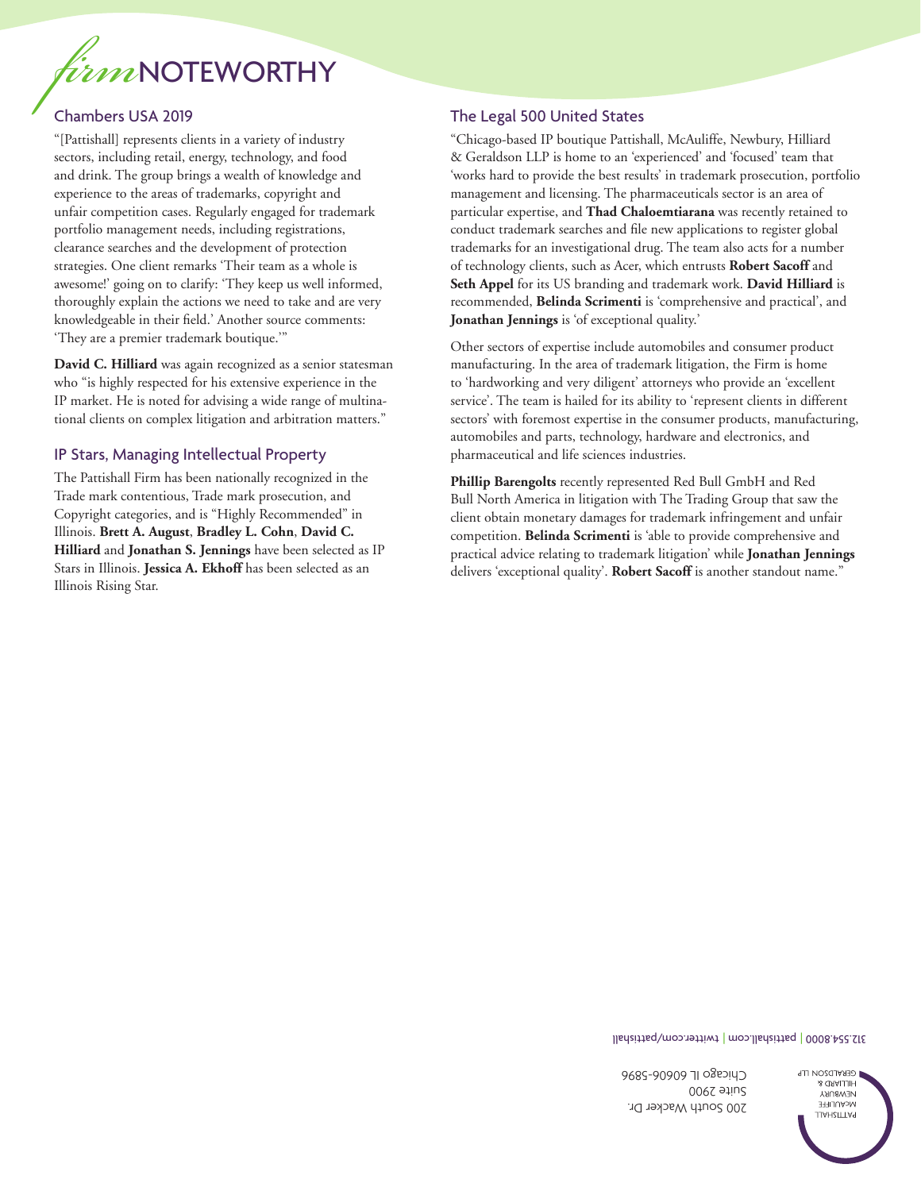# *firm* NOTEWORTHY

## Chambers USA 2019

"[Pattishall] represents clients in a variety of industry sectors, including retail, energy, technology, and food and drink. The group brings a wealth of knowledge and experience to the areas of trademarks, copyright and unfair competition cases. Regularly engaged for trademark portfolio management needs, including registrations, clearance searches and the development of protection strategies. One client remarks 'Their team as a whole is awesome!' going on to clarify: 'They keep us well informed, thoroughly explain the actions we need to take and are very knowledgeable in their field.' Another source comments: 'They are a premier trademark boutique.'"

**David C. Hilliard** was again recognized as a senior statesman who "is highly respected for his extensive experience in the IP market. He is noted for advising a wide range of multinational clients on complex litigation and arbitration matters."

## IP Stars, Managing Intellectual Property

The Pattishall Firm has been nationally recognized in the Trade mark contentious, Trade mark prosecution, and Copyright categories, and is "Highly Recommended" in Illinois. **Brett A. August**, **Bradley L. Cohn**, **David C. Hilliard** and **Jonathan S. Jennings** have been selected as IP Stars in Illinois. **Jessica A. Ekhoff** has been selected as an Illinois Rising Star.

## The Legal 500 United States

"Chicago-based IP boutique Pattishall, McAuliffe, Newbury, Hilliard & Geraldson LLP is home to an 'experienced' and 'focused' team that 'works hard to provide the best results' in trademark prosecution, portfolio management and licensing. The pharmaceuticals sector is an area of particular expertise, and **Thad Chaloemtiarana** was recently retained to conduct trademark searches and file new applications to register global trademarks for an investigational drug. The team also acts for a number of technology clients, such as Acer, which entrusts **Robert Sacoff** and **Seth Appel** for its US branding and trademark work. **David Hilliard** is recommended, **Belinda Scrimenti** is 'comprehensive and practical', and **Jonathan Jennings** is 'of exceptional quality.'

Other sectors of expertise include automobiles and consumer product manufacturing. In the area of trademark litigation, the Firm is home to 'hardworking and very diligent' attorneys who provide an 'excellent service'. The team is hailed for its ability to 'represent clients in different sectors' with foremost expertise in the consumer products, manufacturing, automobiles and parts, technology, hardware and electronics, and pharmaceutical and life sciences industries.

**Phillip Barengolts** recently represented Red Bull GmbH and Red Bull North America in litigation with The Trading Group that saw the client obtain monetary damages for trademark infringement and unfair competition. **Belinda Scrimenti** is 'able to provide comprehensive and practical advice relating to trademark litigation' while **Jonathan Jennings** delivers 'exceptional quality'. **Robert Sacoff** is another standout name."

**312.554.8000** | **pattishall.com** | **twitter.com/pattishall**

PATTISHALL
MCAULIFFE
NEWBURY
HILLIARD &
GERALDSON LLP

200 South Wacker Dr.
Suite 2900
Chicago IL 60606-5896